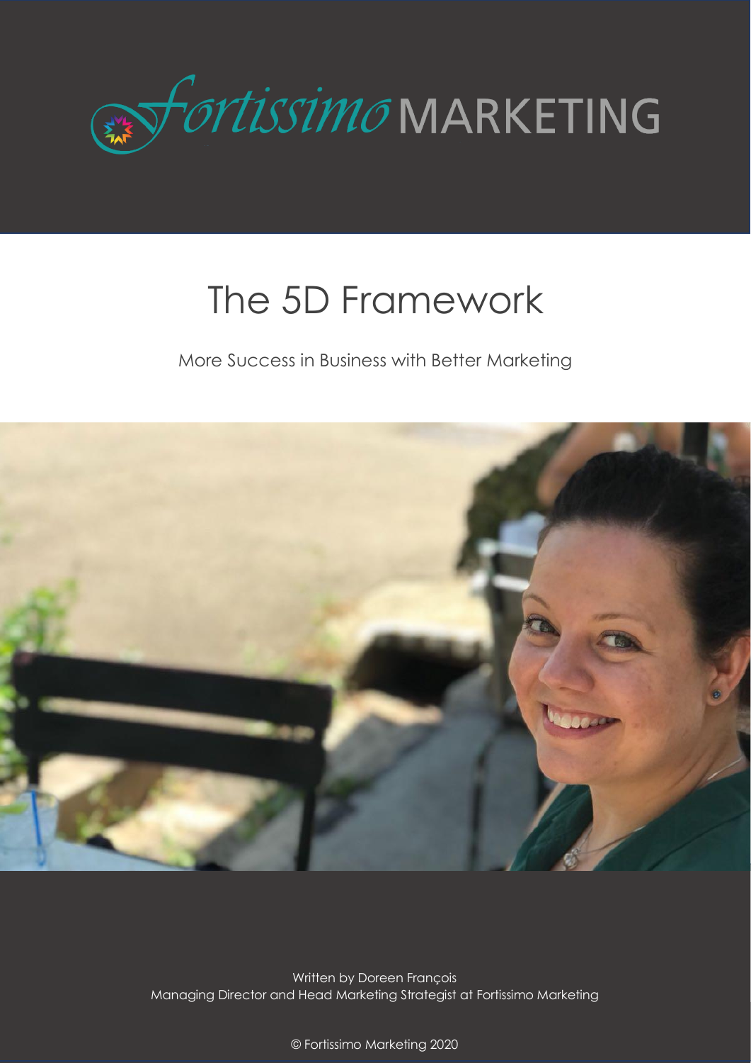Fortissimo MARKETING

# The 5D Framework

More Success in Business with Better Marketing

Written by Doreen François
Managing Director and Head Marketing Strategist at Fortissimo Marketing

© Fortissimo Marketing 2020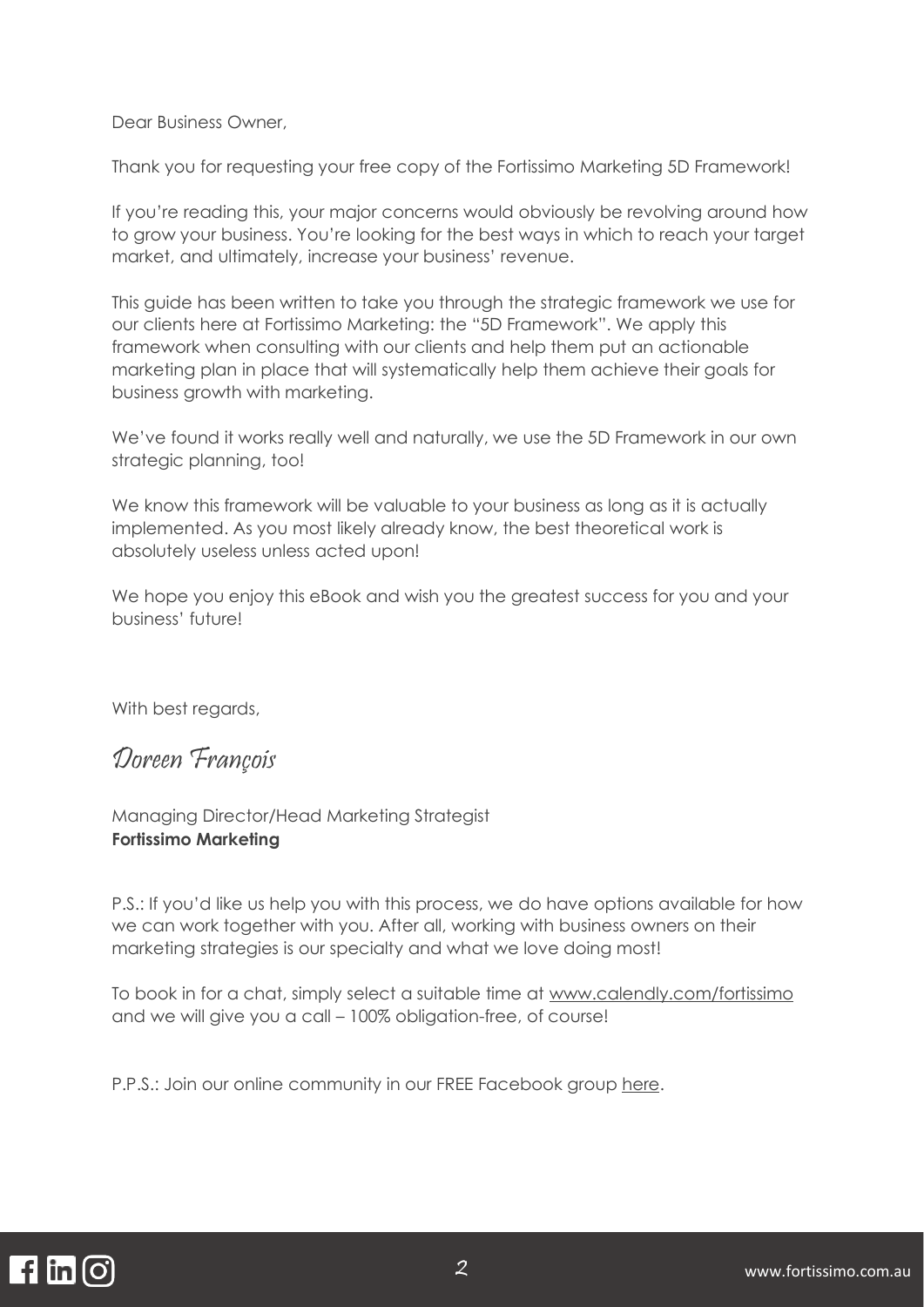Dear Business Owner,

Thank you for requesting your free copy of the Fortissimo Marketing 5D Framework!

If you're reading this, your major concerns would obviously be revolving around how to grow your business. You're looking for the best ways in which to reach your target market, and ultimately, increase your business' revenue.

This guide has been written to take you through the strategic framework we use for our clients here at Fortissimo Marketing: the "5D Framework". We apply this framework when consulting with our clients and help them put an actionable marketing plan in place that will systematically help them achieve their goals for business growth with marketing.

We've found it works really well and naturally, we use the 5D Framework in our own strategic planning, too!

We know this framework will be valuable to your business as long as it is actually implemented. As you most likely already know, the best theoretical work is absolutely useless unless acted upon!

We hope you enjoy this eBook and wish you the greatest success for you and your business' future!

With best regards,

*Doreen François*

Managing Director/Head Marketing Strategist
**Fortissimo Marketing**

P.S.: If you'd like us help you with this process, we do have options available for how we can work together with you. After all, working with business owners on their marketing strategies is our specialty and what we love doing most!

To book in for a chat, simply select a suitable time at www.calendly.com/fortissimo and we will give you a call – 100% obligation-free, of course!

P.P.S.: Join our online community in our FREE Facebook group here.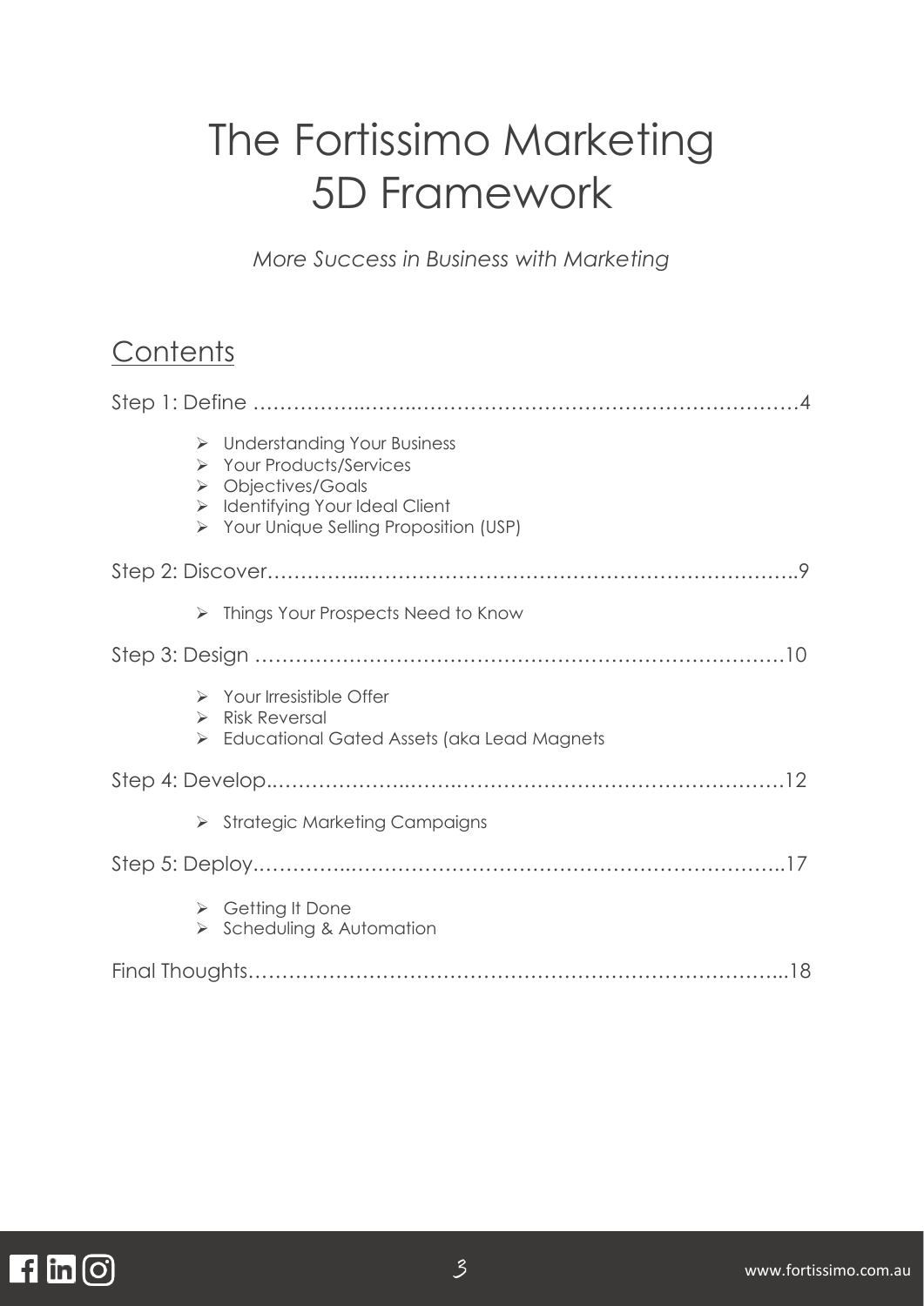# The Fortissimo Marketing 5D Framework

*More Success in Business with Marketing*

## Contents

Step 1: Define ……………………………………………………………………………4

- Understanding Your Business
- Your Products/Services
- Objectives/Goals
- Identifying Your Ideal Client
- Your Unique Selling Proposition (USP)

Step 2: Discover……………………………………………………………………………9

- Things Your Prospects Need to Know

Step 3: Design ……………………………………………………………………………10

- Your Irresistible Offer
- Risk Reversal
- Educational Gated Assets (aka Lead Magnets

Step 4: Develop……………………………………………………………………………12

- Strategic Marketing Campaigns

Step 5: Deploy……………………………………………………………………………17

- Getting It Done
- Scheduling & Automation

Final Thoughts……………………………………………………………………………18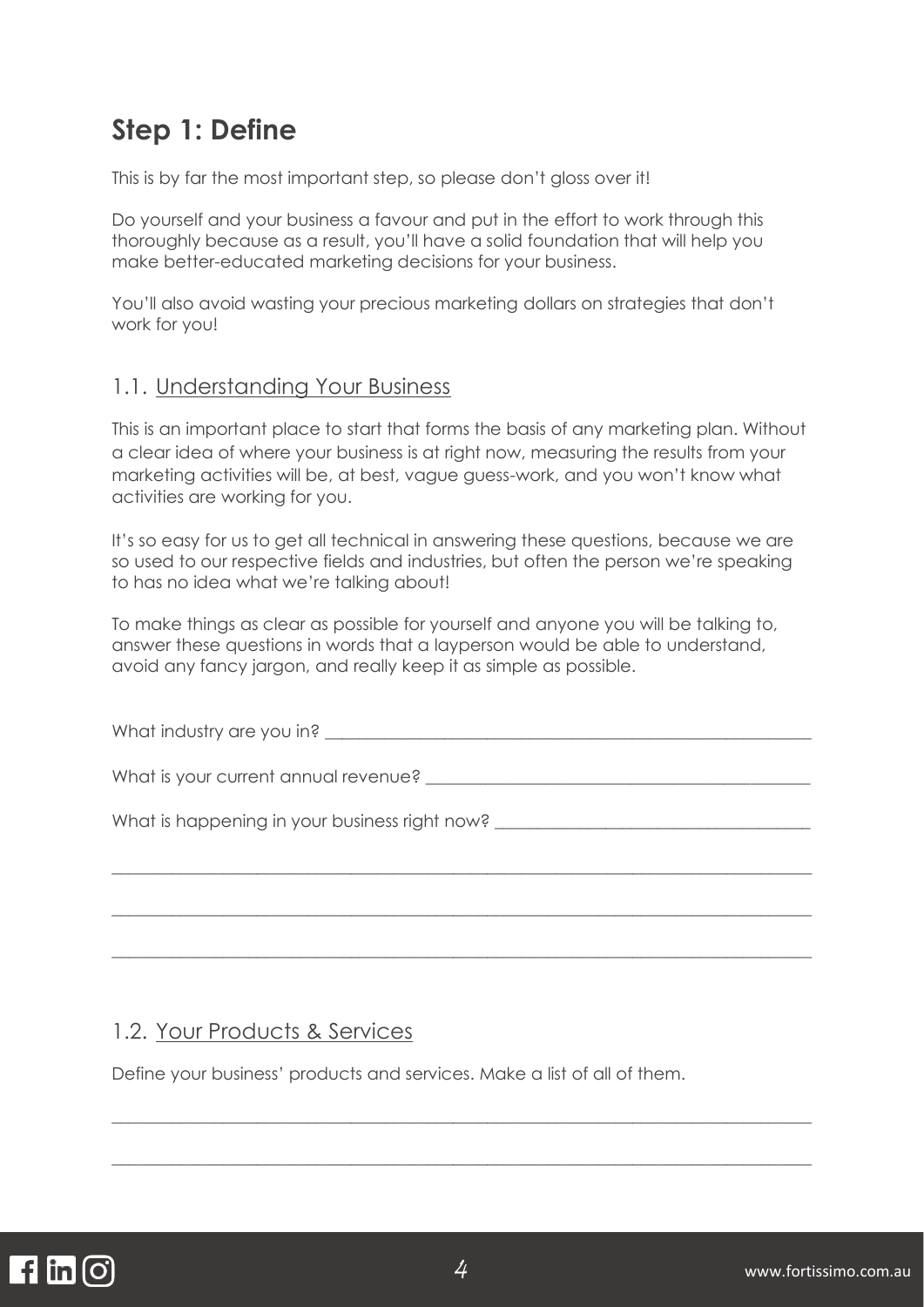## Step 1: Define

This is by far the most important step, so please don't gloss over it!

Do yourself and your business a favour and put in the effort to work through this thoroughly because as a result, you'll have a solid foundation that will help you make better-educated marketing decisions for your business.

You'll also avoid wasting your precious marketing dollars on strategies that don't work for you!

### 1.1. Understanding Your Business

This is an important place to start that forms the basis of any marketing plan. Without a clear idea of where your business is at right now, measuring the results from your marketing activities will be, at best, vague guess-work, and you won't know what activities are working for you.

It's so easy for us to get all technical in answering these questions, because we are so used to our respective fields and industries, but often the person we're speaking to has no idea what we're talking about!

To make things as clear as possible for yourself and anyone you will be talking to, answer these questions in words that a layperson would be able to understand, avoid any fancy jargon, and really keep it as simple as possible.

What industry are you in? ____________________________________________

What is your current annual revenue? ____________________________________

What is happening in your business right now? ______________________________

________________________________________________________________

________________________________________________________________

________________________________________________________________

### 1.2. Your Products & Services

Define your business' products and services. Make a list of all of them.

________________________________________________________________

________________________________________________________________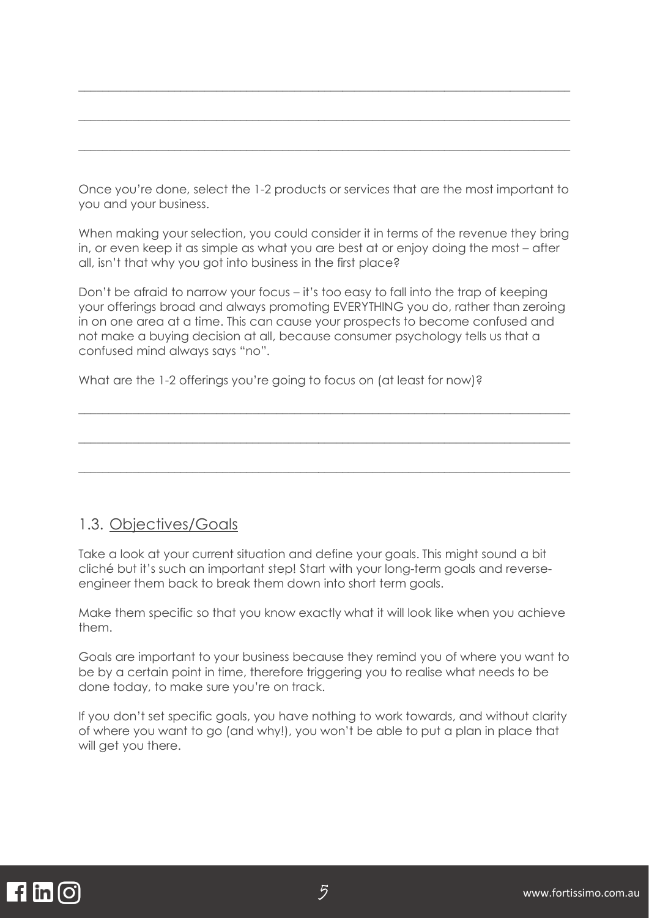\_\_\_\_\_\_\_\_\_\_\_\_\_\_\_\_\_\_\_\_\_\_\_\_\_\_\_\_\_\_\_\_\_\_\_\_\_\_\_\_\_\_\_\_\_\_\_\_\_\_\_\_\_\_\_\_\_\_\_\_\_\_\_\_\_\_\_\_\_\_\_\_\_\_\_\_\_\_

\_\_\_\_\_\_\_\_\_\_\_\_\_\_\_\_\_\_\_\_\_\_\_\_\_\_\_\_\_\_\_\_\_\_\_\_\_\_\_\_\_\_\_\_\_\_\_\_\_\_\_\_\_\_\_\_\_\_\_\_\_\_\_\_\_\_\_\_\_\_\_\_\_\_\_\_\_\_

\_\_\_\_\_\_\_\_\_\_\_\_\_\_\_\_\_\_\_\_\_\_\_\_\_\_\_\_\_\_\_\_\_\_\_\_\_\_\_\_\_\_\_\_\_\_\_\_\_\_\_\_\_\_\_\_\_\_\_\_\_\_\_\_\_\_\_\_\_\_\_\_\_\_\_\_\_\_

Once you're done, select the 1-2 products or services that are the most important to you and your business.

When making your selection, you could consider it in terms of the revenue they bring in, or even keep it as simple as what you are best at or enjoy doing the most – after all, isn't that why you got into business in the first place?

Don't be afraid to narrow your focus – it's too easy to fall into the trap of keeping your offerings broad and always promoting EVERYTHING you do, rather than zeroing in on one area at a time. This can cause your prospects to become confused and not make a buying decision at all, because consumer psychology tells us that a confused mind always says "no".

What are the 1-2 offerings you're going to focus on (at least for now)?

\_\_\_\_\_\_\_\_\_\_\_\_\_\_\_\_\_\_\_\_\_\_\_\_\_\_\_\_\_\_\_\_\_\_\_\_\_\_\_\_\_\_\_\_\_\_\_\_\_\_\_\_\_\_\_\_\_\_\_\_\_\_\_\_\_\_\_\_\_\_\_\_\_\_\_\_\_\_

\_\_\_\_\_\_\_\_\_\_\_\_\_\_\_\_\_\_\_\_\_\_\_\_\_\_\_\_\_\_\_\_\_\_\_\_\_\_\_\_\_\_\_\_\_\_\_\_\_\_\_\_\_\_\_\_\_\_\_\_\_\_\_\_\_\_\_\_\_\_\_\_\_\_\_\_\_\_

\_\_\_\_\_\_\_\_\_\_\_\_\_\_\_\_\_\_\_\_\_\_\_\_\_\_\_\_\_\_\_\_\_\_\_\_\_\_\_\_\_\_\_\_\_\_\_\_\_\_\_\_\_\_\_\_\_\_\_\_\_\_\_\_\_\_\_\_\_\_\_\_\_\_\_\_\_\_

## 1.3. Objectives/Goals

Take a look at your current situation and define your goals. This might sound a bit cliché but it's such an important step! Start with your long-term goals and reverse-engineer them back to break them down into short term goals.

Make them specific so that you know exactly what it will look like when you achieve them.

Goals are important to your business because they remind you of where you want to be by a certain point in time, therefore triggering you to realise what needs to be done today, to make sure you're on track.

If you don't set specific goals, you have nothing to work towards, and without clarity of where you want to go (and why!), you won't be able to put a plan in place that will get you there.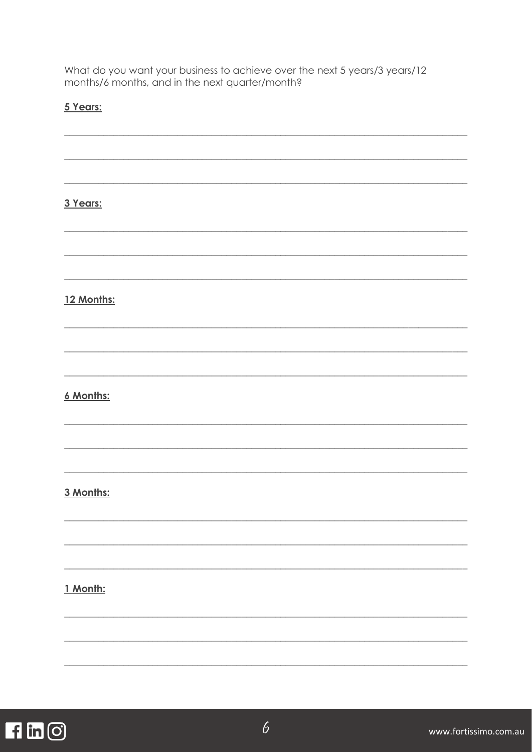What do you want your business to achieve over the next 5 years/3 years/12 months/6 months, and in the next quarter/month?

**5 Years:**

______________________________________________________________________________

______________________________________________________________________________

______________________________________________________________________________

**3 Years:**

______________________________________________________________________________

______________________________________________________________________________

______________________________________________________________________________

**12 Months:**

______________________________________________________________________________

______________________________________________________________________________

______________________________________________________________________________

**6 Months:**

______________________________________________________________________________

______________________________________________________________________________

______________________________________________________________________________

**3 Months:**

______________________________________________________________________________

______________________________________________________________________________

______________________________________________________________________________

**1 Month:**

______________________________________________________________________________

______________________________________________________________________________

______________________________________________________________________________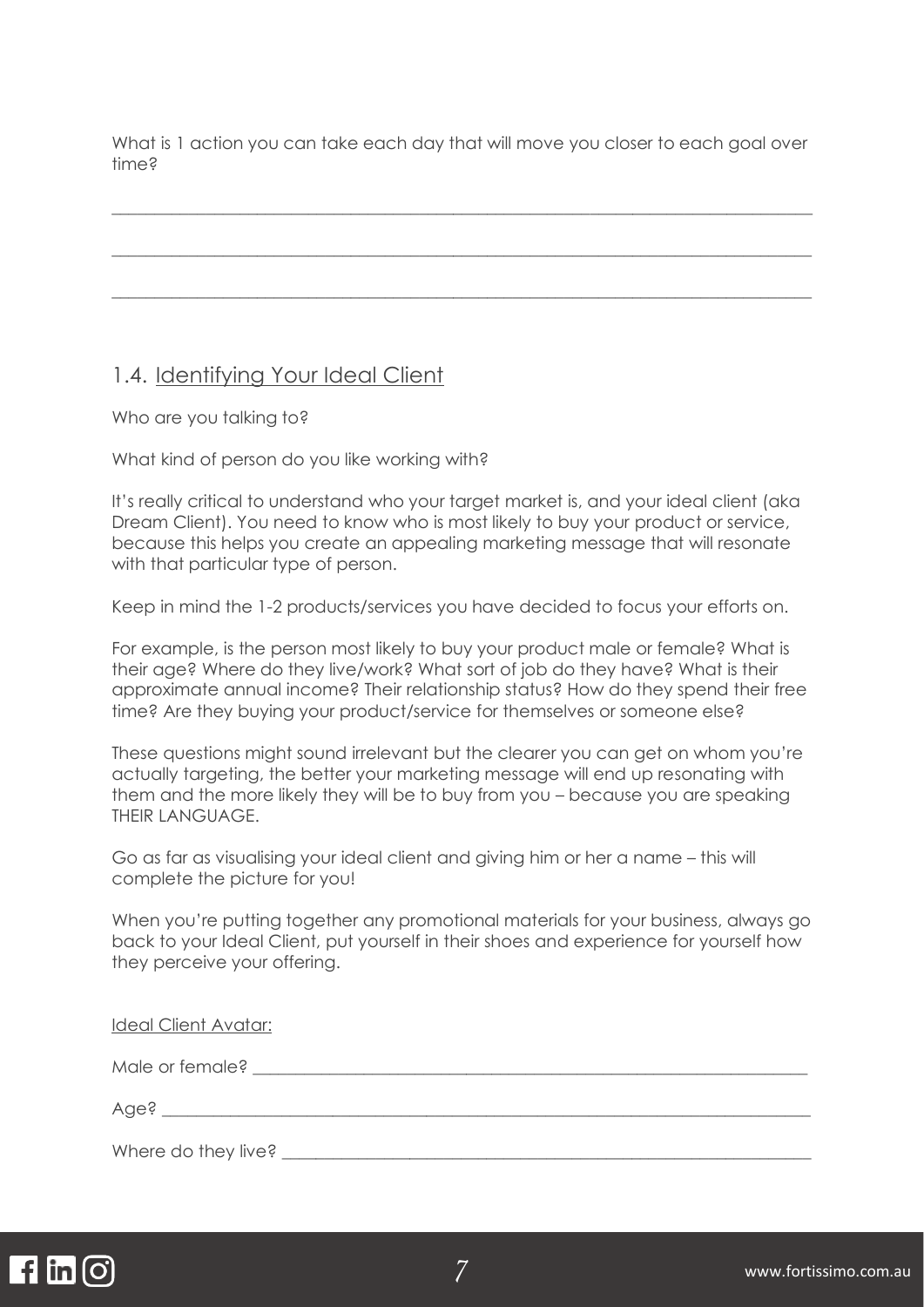What is 1 action you can take each day that will move you closer to each goal over time?

\_\_\_\_\_\_\_\_\_\_\_\_\_\_\_\_\_\_\_\_\_\_\_\_\_\_\_\_\_\_\_\_\_\_\_\_\_\_\_\_\_\_\_\_\_\_\_\_\_\_\_\_\_\_\_\_\_\_\_\_\_\_\_\_\_\_\_\_\_\_\_\_\_\_\_\_

\_\_\_\_\_\_\_\_\_\_\_\_\_\_\_\_\_\_\_\_\_\_\_\_\_\_\_\_\_\_\_\_\_\_\_\_\_\_\_\_\_\_\_\_\_\_\_\_\_\_\_\_\_\_\_\_\_\_\_\_\_\_\_\_\_\_\_\_\_\_\_\_\_\_\_\_

\_\_\_\_\_\_\_\_\_\_\_\_\_\_\_\_\_\_\_\_\_\_\_\_\_\_\_\_\_\_\_\_\_\_\_\_\_\_\_\_\_\_\_\_\_\_\_\_\_\_\_\_\_\_\_\_\_\_\_\_\_\_\_\_\_\_\_\_\_\_\_\_\_\_\_\_

## 1.4. Identifying Your Ideal Client

Who are you talking to?

What kind of person do you like working with?

It's really critical to understand who your target market is, and your ideal client (aka Dream Client). You need to know who is most likely to buy your product or service, because this helps you create an appealing marketing message that will resonate with that particular type of person.

Keep in mind the 1-2 products/services you have decided to focus your efforts on.

For example, is the person most likely to buy your product male or female? What is their age? Where do they live/work? What sort of job do they have? What is their approximate annual income? Their relationship status? How do they spend their free time? Are they buying your product/service for themselves or someone else?

These questions might sound irrelevant but the clearer you can get on whom you're actually targeting, the better your marketing message will end up resonating with them and the more likely they will be to buy from you – because you are speaking THEIR LANGUAGE.

Go as far as visualising your ideal client and giving him or her a name – this will complete the picture for you!

When you're putting together any promotional materials for your business, always go back to your Ideal Client, put yourself in their shoes and experience for yourself how they perceive your offering.

Ideal Client Avatar:

Male or female? \_\_\_\_\_\_\_\_\_\_\_\_\_\_\_\_\_\_\_\_\_\_\_\_\_\_\_\_\_\_\_\_\_\_\_\_\_\_\_\_\_\_\_\_\_\_\_\_\_\_\_\_\_\_\_\_\_\_\_\_\_

Age? \_\_\_\_\_\_\_\_\_\_\_\_\_\_\_\_\_\_\_\_\_\_\_\_\_\_\_\_\_\_\_\_\_\_\_\_\_\_\_\_\_\_\_\_\_\_\_\_\_\_\_\_\_\_\_\_\_\_\_\_\_\_\_\_\_\_\_\_\_\_

Where do they live? \_\_\_\_\_\_\_\_\_\_\_\_\_\_\_\_\_\_\_\_\_\_\_\_\_\_\_\_\_\_\_\_\_\_\_\_\_\_\_\_\_\_\_\_\_\_\_\_\_\_\_\_\_\_\_\_\_\_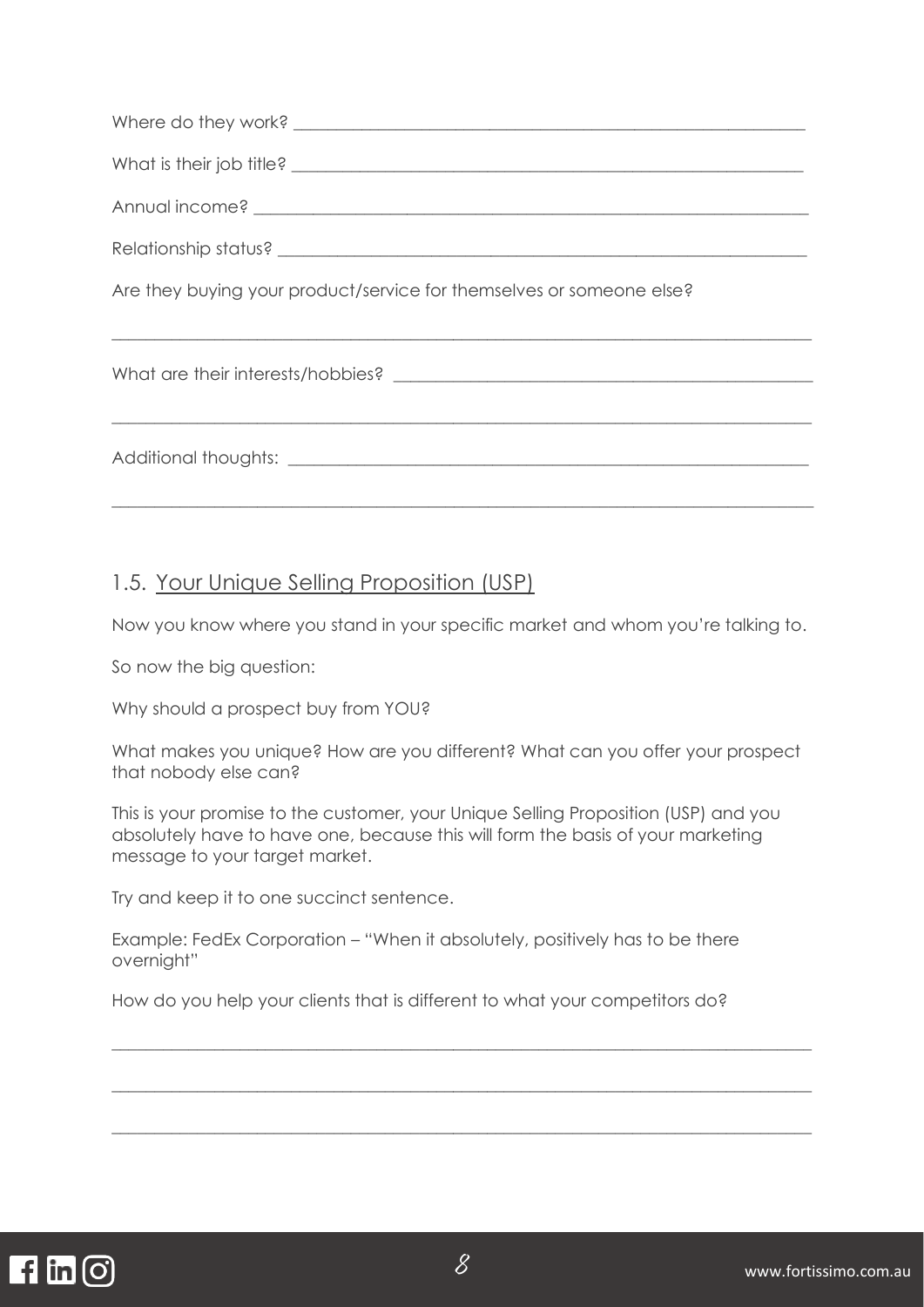Where do they work? ____________________________________________________________

What is their job title? ____________________________________________________________

Annual income? ____________________________________________________________

Relationship status? ____________________________________________________________

Are they buying your product/service for themselves or someone else?

____________________________________________________________________________

What are their interests/hobbies? ______________________________________________

____________________________________________________________________________

Additional thoughts: ____________________________________________________________

____________________________________________________________________________

## 1.5. Your Unique Selling Proposition (USP)

Now you know where you stand in your specific market and whom you're talking to.

So now the big question:

Why should a prospect buy from YOU?

What makes you unique? How are you different? What can you offer your prospect that nobody else can?

This is your promise to the customer, your Unique Selling Proposition (USP) and you absolutely have to have one, because this will form the basis of your marketing message to your target market.

Try and keep it to one succinct sentence.

Example: FedEx Corporation – "When it absolutely, positively has to be there overnight"

How do you help your clients that is different to what your competitors do?

____________________________________________________________________________

____________________________________________________________________________

____________________________________________________________________________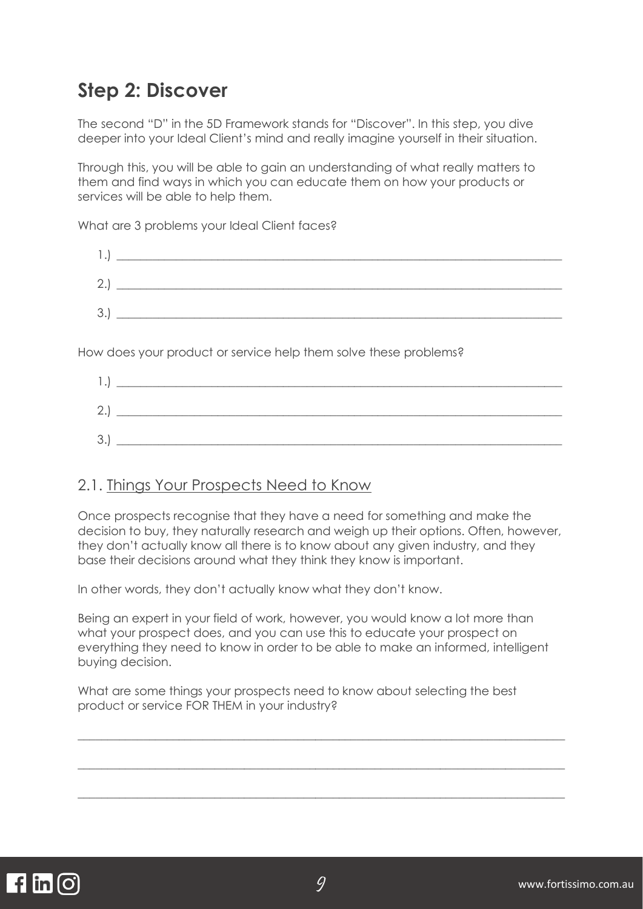## Step 2: Discover

The second "D" in the 5D Framework stands for "Discover". In this step, you dive deeper into your Ideal Client's mind and really imagine yourself in their situation.

Through this, you will be able to gain an understanding of what really matters to them and find ways in which you can educate them on how your products or services will be able to help them.

What are 3 problems your Ideal Client faces?

1.) ______________________________________________________________________

2.) ______________________________________________________________________

3.) ______________________________________________________________________

How does your product or service help them solve these problems?

1.) ______________________________________________________________________

2.) ______________________________________________________________________

3.) ______________________________________________________________________

### 2.1. Things Your Prospects Need to Know

Once prospects recognise that they have a need for something and make the decision to buy, they naturally research and weigh up their options. Often, however, they don't actually know all there is to know about any given industry, and they base their decisions around what they think they know is important.

In other words, they don't actually know what they don't know.

Being an expert in your field of work, however, you would know a lot more than what your prospect does, and you can use this to educate your prospect on everything they need to know in order to be able to make an informed, intelligent buying decision.

What are some things your prospects need to know about selecting the best product or service FOR THEM in your industry?

__________________________________________________________________________

__________________________________________________________________________

__________________________________________________________________________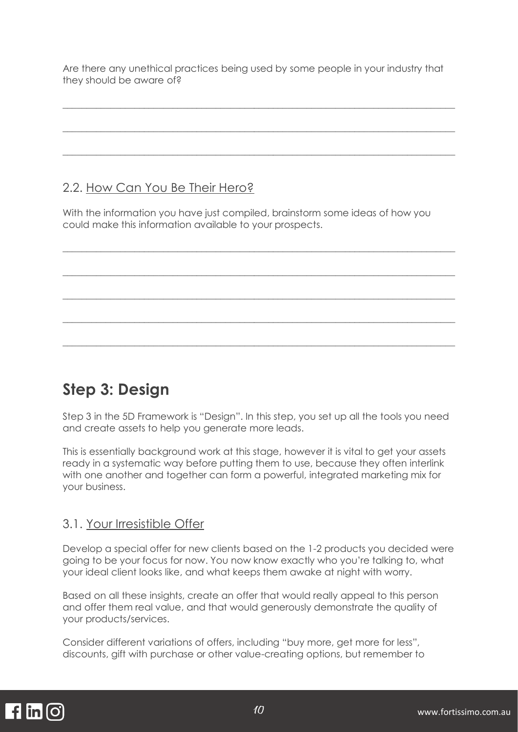Are there any unethical practices being used by some people in your industry that they should be aware of?

\_\_\_\_\_\_\_\_\_\_\_\_\_\_\_\_\_\_\_\_\_\_\_\_\_\_\_\_\_\_\_\_\_\_\_\_\_\_\_\_\_\_\_\_\_\_\_\_\_\_\_\_\_\_\_\_\_\_\_\_\_\_\_\_\_\_\_\_\_\_\_\_\_\_\_\_

\_\_\_\_\_\_\_\_\_\_\_\_\_\_\_\_\_\_\_\_\_\_\_\_\_\_\_\_\_\_\_\_\_\_\_\_\_\_\_\_\_\_\_\_\_\_\_\_\_\_\_\_\_\_\_\_\_\_\_\_\_\_\_\_\_\_\_\_\_\_\_\_\_\_\_\_

\_\_\_\_\_\_\_\_\_\_\_\_\_\_\_\_\_\_\_\_\_\_\_\_\_\_\_\_\_\_\_\_\_\_\_\_\_\_\_\_\_\_\_\_\_\_\_\_\_\_\_\_\_\_\_\_\_\_\_\_\_\_\_\_\_\_\_\_\_\_\_\_\_\_\_\_

### 2.2. <u>How Can You Be Their Hero?</u>

With the information you have just compiled, brainstorm some ideas of how you could make this information available to your prospects.

\_\_\_\_\_\_\_\_\_\_\_\_\_\_\_\_\_\_\_\_\_\_\_\_\_\_\_\_\_\_\_\_\_\_\_\_\_\_\_\_\_\_\_\_\_\_\_\_\_\_\_\_\_\_\_\_\_\_\_\_\_\_\_\_\_\_\_\_\_\_\_\_\_\_\_\_

\_\_\_\_\_\_\_\_\_\_\_\_\_\_\_\_\_\_\_\_\_\_\_\_\_\_\_\_\_\_\_\_\_\_\_\_\_\_\_\_\_\_\_\_\_\_\_\_\_\_\_\_\_\_\_\_\_\_\_\_\_\_\_\_\_\_\_\_\_\_\_\_\_\_\_\_

\_\_\_\_\_\_\_\_\_\_\_\_\_\_\_\_\_\_\_\_\_\_\_\_\_\_\_\_\_\_\_\_\_\_\_\_\_\_\_\_\_\_\_\_\_\_\_\_\_\_\_\_\_\_\_\_\_\_\_\_\_\_\_\_\_\_\_\_\_\_\_\_\_\_\_\_

\_\_\_\_\_\_\_\_\_\_\_\_\_\_\_\_\_\_\_\_\_\_\_\_\_\_\_\_\_\_\_\_\_\_\_\_\_\_\_\_\_\_\_\_\_\_\_\_\_\_\_\_\_\_\_\_\_\_\_\_\_\_\_\_\_\_\_\_\_\_\_\_\_\_\_\_

\_\_\_\_\_\_\_\_\_\_\_\_\_\_\_\_\_\_\_\_\_\_\_\_\_\_\_\_\_\_\_\_\_\_\_\_\_\_\_\_\_\_\_\_\_\_\_\_\_\_\_\_\_\_\_\_\_\_\_\_\_\_\_\_\_\_\_\_\_\_\_\_\_\_\_\_

## Step 3: Design

Step 3 in the 5D Framework is "Design". In this step, you set up all the tools you need and create assets to help you generate more leads.

This is essentially background work at this stage, however it is vital to get your assets ready in a systematic way before putting them to use, because they often interlink with one another and together can form a powerful, integrated marketing mix for your business.

### 3.1. <u>Your Irresistible Offer</u>

Develop a special offer for new clients based on the 1-2 products you decided were going to be your focus for now. You now know exactly who you're talking to, what your ideal client looks like, and what keeps them awake at night with worry.

Based on all these insights, create an offer that would really appeal to this person and offer them real value, and that would generously demonstrate the quality of your products/services.

Consider different variations of offers, including "buy more, get more for less", discounts, gift with purchase or other value-creating options, but remember to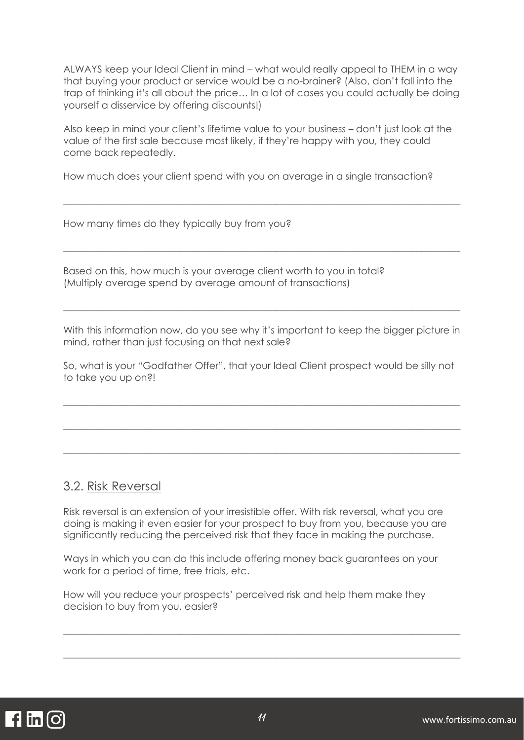ALWAYS keep your Ideal Client in mind – what would really appeal to THEM in a way that buying your product or service would be a no-brainer? (Also, don't fall into the trap of thinking it's all about the price… In a lot of cases you could actually be doing yourself a disservice by offering discounts!)

Also keep in mind your client's lifetime value to your business – don't just look at the value of the first sale because most likely, if they're happy with you, they could come back repeatedly.

How much does your client spend with you on average in a single transaction?

\_\_\_\_\_\_\_\_\_\_\_\_\_\_\_\_\_\_\_\_\_\_\_\_\_\_\_\_\_\_\_\_\_\_\_\_\_\_\_\_\_\_\_\_\_\_\_\_\_\_\_\_\_\_\_\_\_\_\_\_\_\_\_\_\_\_\_\_\_\_\_\_

How many times do they typically buy from you?

\_\_\_\_\_\_\_\_\_\_\_\_\_\_\_\_\_\_\_\_\_\_\_\_\_\_\_\_\_\_\_\_\_\_\_\_\_\_\_\_\_\_\_\_\_\_\_\_\_\_\_\_\_\_\_\_\_\_\_\_\_\_\_\_\_\_\_\_\_\_\_\_

Based on this, how much is your average client worth to you in total?
(Multiply average spend by average amount of transactions)

\_\_\_\_\_\_\_\_\_\_\_\_\_\_\_\_\_\_\_\_\_\_\_\_\_\_\_\_\_\_\_\_\_\_\_\_\_\_\_\_\_\_\_\_\_\_\_\_\_\_\_\_\_\_\_\_\_\_\_\_\_\_\_\_\_\_\_\_\_\_\_\_

With this information now, do you see why it's important to keep the bigger picture in mind, rather than just focusing on that next sale?

So, what is your "Godfather Offer", that your Ideal Client prospect would be silly not to take you up on?!

\_\_\_\_\_\_\_\_\_\_\_\_\_\_\_\_\_\_\_\_\_\_\_\_\_\_\_\_\_\_\_\_\_\_\_\_\_\_\_\_\_\_\_\_\_\_\_\_\_\_\_\_\_\_\_\_\_\_\_\_\_\_\_\_\_\_\_\_\_\_\_\_

\_\_\_\_\_\_\_\_\_\_\_\_\_\_\_\_\_\_\_\_\_\_\_\_\_\_\_\_\_\_\_\_\_\_\_\_\_\_\_\_\_\_\_\_\_\_\_\_\_\_\_\_\_\_\_\_\_\_\_\_\_\_\_\_\_\_\_\_\_\_\_\_

\_\_\_\_\_\_\_\_\_\_\_\_\_\_\_\_\_\_\_\_\_\_\_\_\_\_\_\_\_\_\_\_\_\_\_\_\_\_\_\_\_\_\_\_\_\_\_\_\_\_\_\_\_\_\_\_\_\_\_\_\_\_\_\_\_\_\_\_\_\_\_\_

## 3.2. Risk Reversal

Risk reversal is an extension of your irresistible offer. With risk reversal, what you are doing is making it even easier for your prospect to buy from you, because you are significantly reducing the perceived risk that they face in making the purchase.

Ways in which you can do this include offering money back guarantees on your work for a period of time, free trials, etc.

How will you reduce your prospects' perceived risk and help them make they decision to buy from you, easier?

\_\_\_\_\_\_\_\_\_\_\_\_\_\_\_\_\_\_\_\_\_\_\_\_\_\_\_\_\_\_\_\_\_\_\_\_\_\_\_\_\_\_\_\_\_\_\_\_\_\_\_\_\_\_\_\_\_\_\_\_\_\_\_\_\_\_\_\_\_\_\_\_

\_\_\_\_\_\_\_\_\_\_\_\_\_\_\_\_\_\_\_\_\_\_\_\_\_\_\_\_\_\_\_\_\_\_\_\_\_\_\_\_\_\_\_\_\_\_\_\_\_\_\_\_\_\_\_\_\_\_\_\_\_\_\_\_\_\_\_\_\_\_\_\_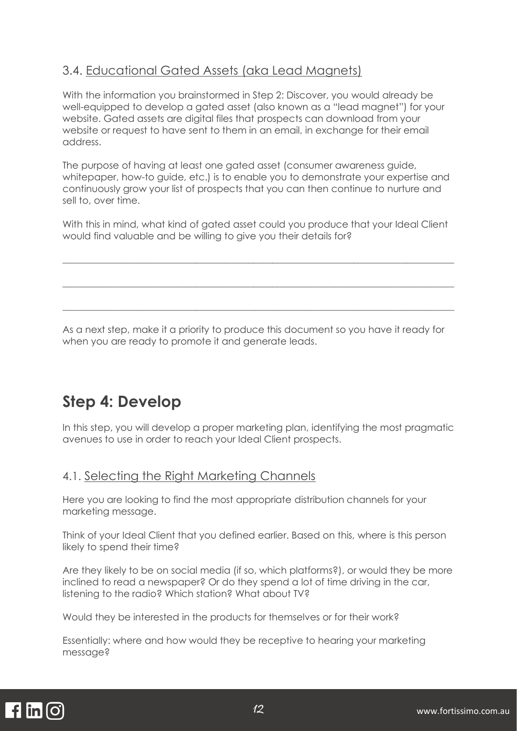### 3.4. Educational Gated Assets (aka Lead Magnets)

With the information you brainstormed in Step 2: Discover, you would already be well-equipped to develop a gated asset (also known as a "lead magnet") for your website. Gated assets are digital files that prospects can download from your website or request to have sent to them in an email, in exchange for their email address.

The purpose of having at least one gated asset (consumer awareness guide, whitepaper, how-to guide, etc.) is to enable you to demonstrate your expertise and continuously grow your list of prospects that you can then continue to nurture and sell to, over time.

With this in mind, what kind of gated asset could you produce that your Ideal Client would find valuable and be willing to give you their details for?

\_\_\_\_\_\_\_\_\_\_\_\_\_\_\_\_\_\_\_\_\_\_\_\_\_\_\_\_\_\_\_\_\_\_\_\_\_\_\_\_\_\_\_\_\_\_\_\_\_\_\_\_\_\_\_\_\_\_\_\_\_\_\_\_\_\_\_\_\_\_\_\_\_\_\_\_

\_\_\_\_\_\_\_\_\_\_\_\_\_\_\_\_\_\_\_\_\_\_\_\_\_\_\_\_\_\_\_\_\_\_\_\_\_\_\_\_\_\_\_\_\_\_\_\_\_\_\_\_\_\_\_\_\_\_\_\_\_\_\_\_\_\_\_\_\_\_\_\_\_\_\_\_

\_\_\_\_\_\_\_\_\_\_\_\_\_\_\_\_\_\_\_\_\_\_\_\_\_\_\_\_\_\_\_\_\_\_\_\_\_\_\_\_\_\_\_\_\_\_\_\_\_\_\_\_\_\_\_\_\_\_\_\_\_\_\_\_\_\_\_\_\_\_\_\_\_\_\_\_

As a next step, make it a priority to produce this document so you have it ready for when you are ready to promote it and generate leads.

## Step 4: Develop

In this step, you will develop a proper marketing plan, identifying the most pragmatic avenues to use in order to reach your Ideal Client prospects.

### 4.1. Selecting the Right Marketing Channels

Here you are looking to find the most appropriate distribution channels for your marketing message.

Think of your Ideal Client that you defined earlier. Based on this, where is this person likely to spend their time?

Are they likely to be on social media (if so, which platforms?), or would they be more inclined to read a newspaper? Or do they spend a lot of time driving in the car, listening to the radio? Which station? What about TV?

Would they be interested in the products for themselves or for their work?

Essentially: where and how would they be receptive to hearing your marketing message?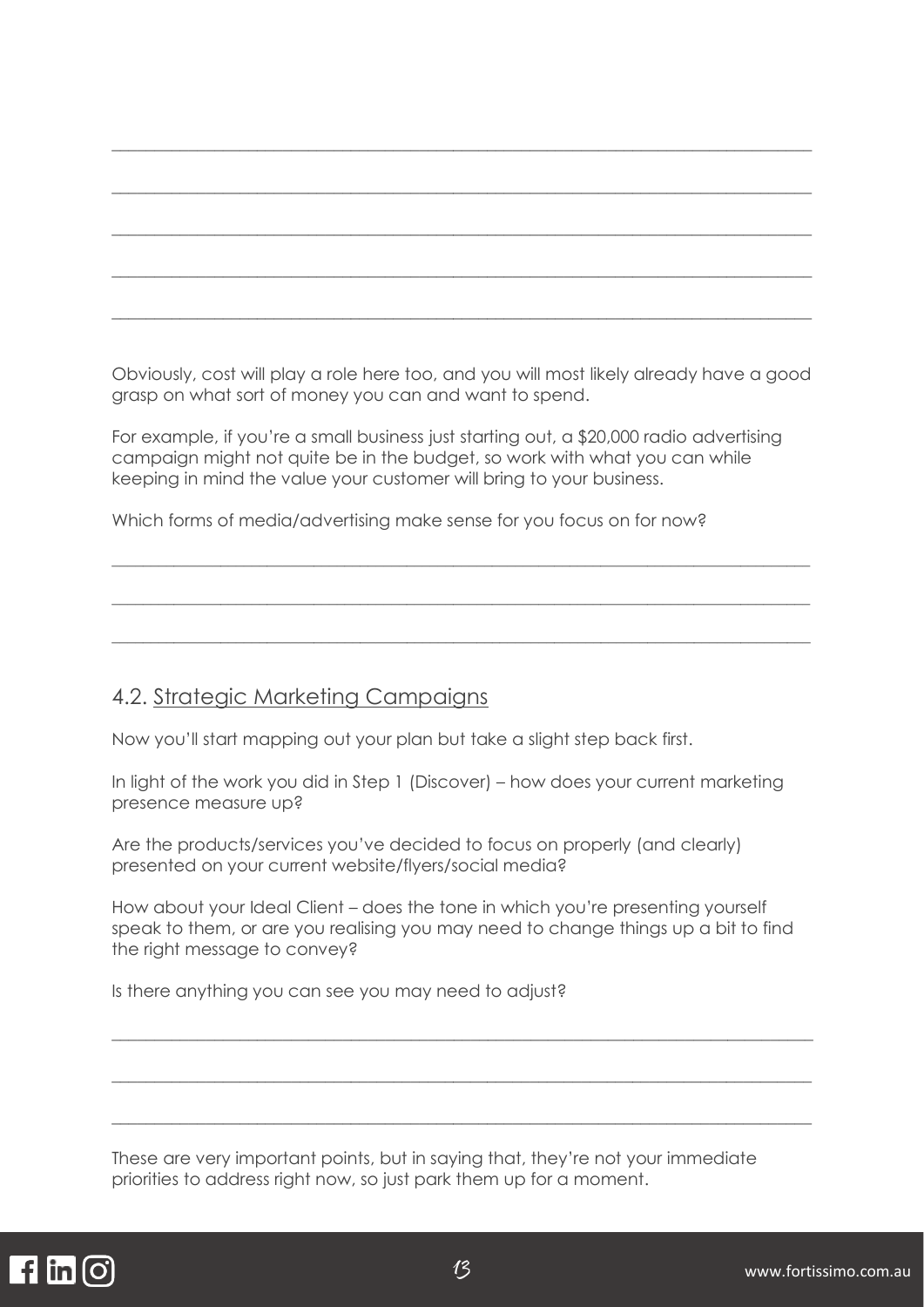\_\_\_\_\_\_\_\_\_\_\_\_\_\_\_\_\_\_\_\_\_\_\_\_\_\_\_\_\_\_\_\_\_\_\_\_\_\_\_\_\_\_\_\_\_\_\_\_\_\_\_\_\_\_\_\_\_\_\_\_\_\_\_\_\_\_\_\_\_\_\_\_\_\_\_\_

\_\_\_\_\_\_\_\_\_\_\_\_\_\_\_\_\_\_\_\_\_\_\_\_\_\_\_\_\_\_\_\_\_\_\_\_\_\_\_\_\_\_\_\_\_\_\_\_\_\_\_\_\_\_\_\_\_\_\_\_\_\_\_\_\_\_\_\_\_\_\_\_\_\_\_\_

\_\_\_\_\_\_\_\_\_\_\_\_\_\_\_\_\_\_\_\_\_\_\_\_\_\_\_\_\_\_\_\_\_\_\_\_\_\_\_\_\_\_\_\_\_\_\_\_\_\_\_\_\_\_\_\_\_\_\_\_\_\_\_\_\_\_\_\_\_\_\_\_\_\_\_\_

\_\_\_\_\_\_\_\_\_\_\_\_\_\_\_\_\_\_\_\_\_\_\_\_\_\_\_\_\_\_\_\_\_\_\_\_\_\_\_\_\_\_\_\_\_\_\_\_\_\_\_\_\_\_\_\_\_\_\_\_\_\_\_\_\_\_\_\_\_\_\_\_\_\_\_\_

\_\_\_\_\_\_\_\_\_\_\_\_\_\_\_\_\_\_\_\_\_\_\_\_\_\_\_\_\_\_\_\_\_\_\_\_\_\_\_\_\_\_\_\_\_\_\_\_\_\_\_\_\_\_\_\_\_\_\_\_\_\_\_\_\_\_\_\_\_\_\_\_\_\_\_\_

Obviously, cost will play a role here too, and you will most likely already have a good grasp on what sort of money you can and want to spend.

For example, if you're a small business just starting out, a $20,000 radio advertising campaign might not quite be in the budget, so work with what you can while keeping in mind the value your customer will bring to your business.

Which forms of media/advertising make sense for you focus on for now?

\_\_\_\_\_\_\_\_\_\_\_\_\_\_\_\_\_\_\_\_\_\_\_\_\_\_\_\_\_\_\_\_\_\_\_\_\_\_\_\_\_\_\_\_\_\_\_\_\_\_\_\_\_\_\_\_\_\_\_\_\_\_\_\_\_\_\_\_\_\_\_\_\_\_\_\_

\_\_\_\_\_\_\_\_\_\_\_\_\_\_\_\_\_\_\_\_\_\_\_\_\_\_\_\_\_\_\_\_\_\_\_\_\_\_\_\_\_\_\_\_\_\_\_\_\_\_\_\_\_\_\_\_\_\_\_\_\_\_\_\_\_\_\_\_\_\_\_\_\_\_\_\_

\_\_\_\_\_\_\_\_\_\_\_\_\_\_\_\_\_\_\_\_\_\_\_\_\_\_\_\_\_\_\_\_\_\_\_\_\_\_\_\_\_\_\_\_\_\_\_\_\_\_\_\_\_\_\_\_\_\_\_\_\_\_\_\_\_\_\_\_\_\_\_\_\_\_\_\_

## 4.2. Strategic Marketing Campaigns

Now you'll start mapping out your plan but take a slight step back first.

In light of the work you did in Step 1 (Discover) – how does your current marketing presence measure up?

Are the products/services you've decided to focus on properly (and clearly) presented on your current website/flyers/social media?

How about your Ideal Client – does the tone in which you're presenting yourself speak to them, or are you realising you may need to change things up a bit to find the right message to convey?

Is there anything you can see you may need to adjust?

\_\_\_\_\_\_\_\_\_\_\_\_\_\_\_\_\_\_\_\_\_\_\_\_\_\_\_\_\_\_\_\_\_\_\_\_\_\_\_\_\_\_\_\_\_\_\_\_\_\_\_\_\_\_\_\_\_\_\_\_\_\_\_\_\_\_\_\_\_\_\_\_\_\_\_\_

\_\_\_\_\_\_\_\_\_\_\_\_\_\_\_\_\_\_\_\_\_\_\_\_\_\_\_\_\_\_\_\_\_\_\_\_\_\_\_\_\_\_\_\_\_\_\_\_\_\_\_\_\_\_\_\_\_\_\_\_\_\_\_\_\_\_\_\_\_\_\_\_\_\_\_\_

\_\_\_\_\_\_\_\_\_\_\_\_\_\_\_\_\_\_\_\_\_\_\_\_\_\_\_\_\_\_\_\_\_\_\_\_\_\_\_\_\_\_\_\_\_\_\_\_\_\_\_\_\_\_\_\_\_\_\_\_\_\_\_\_\_\_\_\_\_\_\_\_\_\_\_\_

These are very important points, but in saying that, they're not your immediate priorities to address right now, so just park them up for a moment.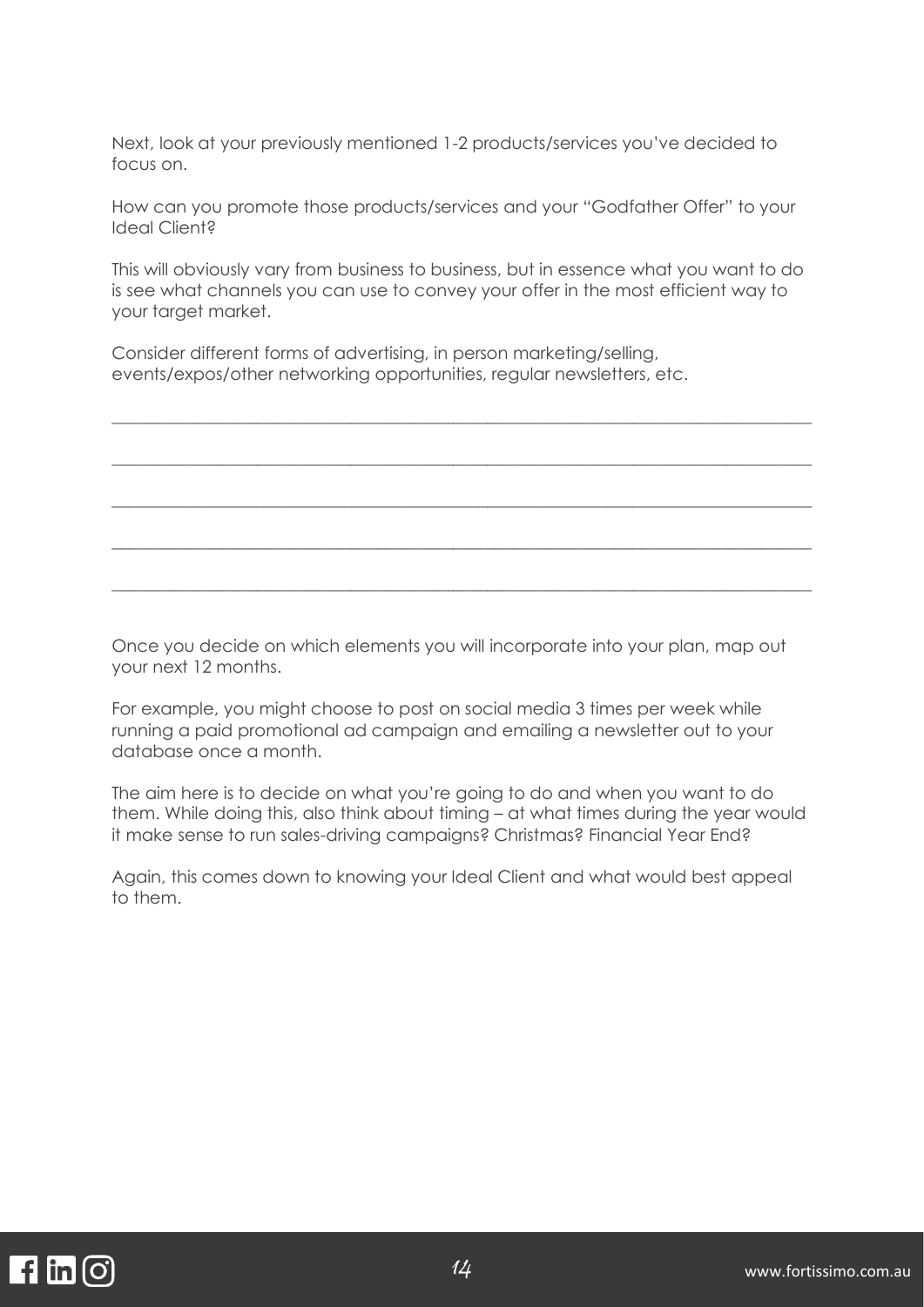Next, look at your previously mentioned 1-2 products/services you've decided to focus on.

How can you promote those products/services and your "Godfather Offer" to your Ideal Client?

This will obviously vary from business to business, but in essence what you want to do is see what channels you can use to convey your offer in the most efficient way to your target market.

Consider different forms of advertising, in person marketing/selling, events/expos/other networking opportunities, regular newsletters, etc.

________________________________________________________________________________

________________________________________________________________________________

________________________________________________________________________________

________________________________________________________________________________

________________________________________________________________________________

Once you decide on which elements you will incorporate into your plan, map out your next 12 months.

For example, you might choose to post on social media 3 times per week while running a paid promotional ad campaign and emailing a newsletter out to your database once a month.

The aim here is to decide on what you're going to do and when you want to do them. While doing this, also think about timing – at what times during the year would it make sense to run sales-driving campaigns? Christmas? Financial Year End?

Again, this comes down to knowing your Ideal Client and what would best appeal to them.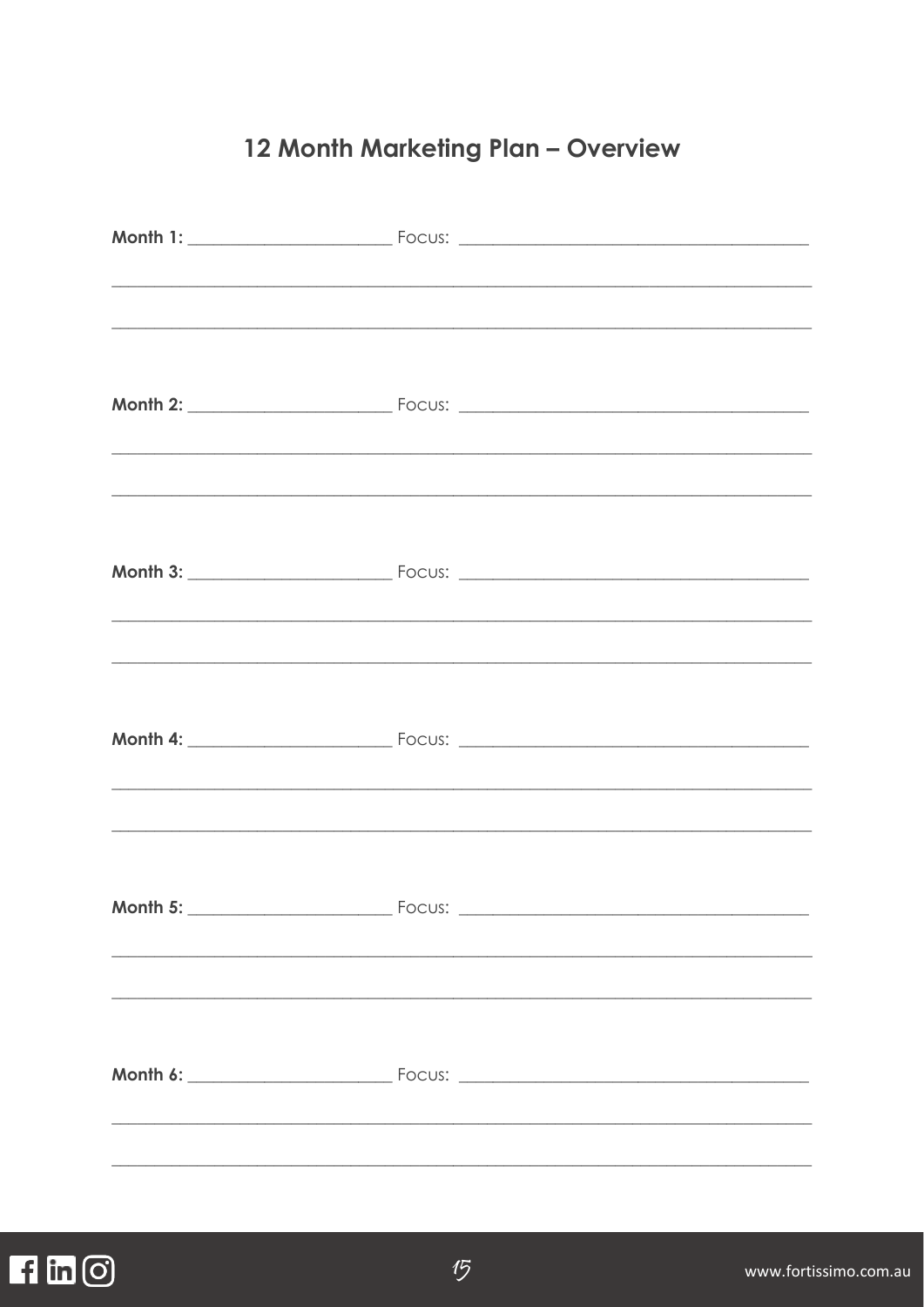# 12 Month Marketing Plan – Overview

**Month 1:** ______________________ Focus: ______________________________________

_____________________________________________________________________________

_____________________________________________________________________________

**Month 2:** ______________________ Focus: ______________________________________

_____________________________________________________________________________

_____________________________________________________________________________

**Month 3:** ______________________ Focus: ______________________________________

_____________________________________________________________________________

_____________________________________________________________________________

**Month 4:** ______________________ Focus: ______________________________________

_____________________________________________________________________________

_____________________________________________________________________________

**Month 5:** ______________________ Focus: ______________________________________

_____________________________________________________________________________

_____________________________________________________________________________

**Month 6:** ______________________ Focus: ______________________________________

_____________________________________________________________________________

_____________________________________________________________________________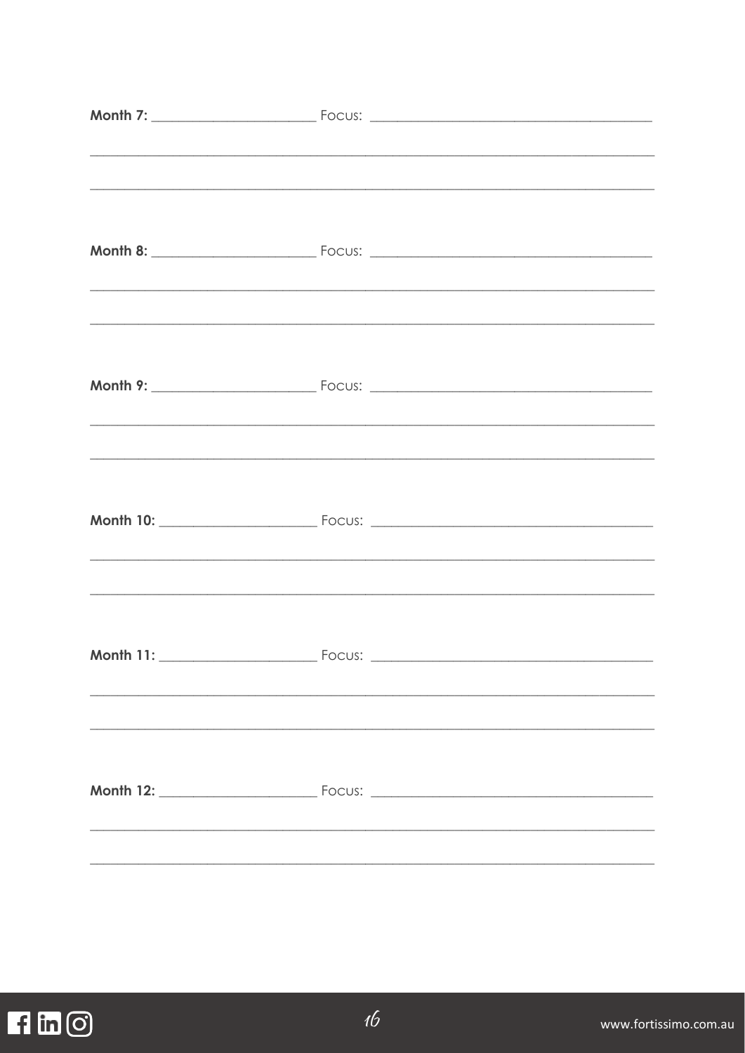**Month 7:** ______________________ Focus: ______________________________________

_______________________________________________________________________________

_______________________________________________________________________________

**Month 8:** ______________________ Focus: ______________________________________

_______________________________________________________________________________

_______________________________________________________________________________

**Month 9:** ______________________ Focus: ______________________________________

_______________________________________________________________________________

_______________________________________________________________________________

**Month 10:** _____________________ Focus: ______________________________________

_______________________________________________________________________________

_______________________________________________________________________________

**Month 11:** _____________________ Focus: ______________________________________

_______________________________________________________________________________

_______________________________________________________________________________

**Month 12:** _____________________ Focus: ______________________________________

_______________________________________________________________________________

_______________________________________________________________________________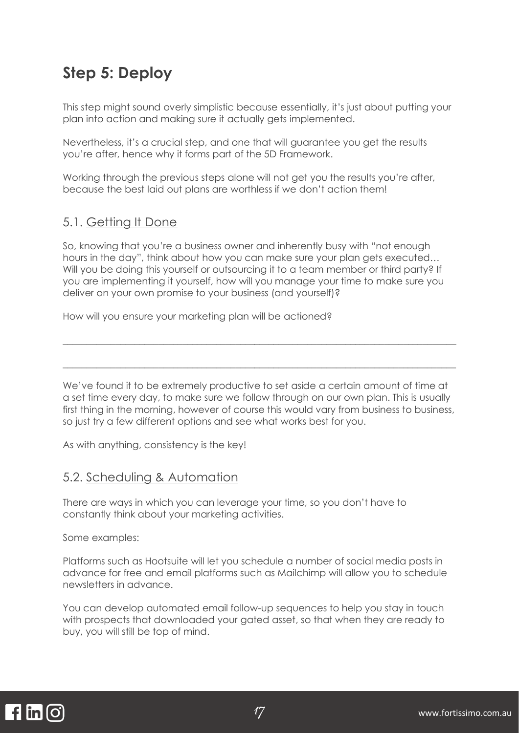## Step 5: Deploy

This step might sound overly simplistic because essentially, it's just about putting your plan into action and making sure it actually gets implemented.

Nevertheless, it's a crucial step, and one that will guarantee you get the results you're after, hence why it forms part of the 5D Framework.

Working through the previous steps alone will not get you the results you're after, because the best laid out plans are worthless if we don't action them!

### 5.1. Getting It Done

So, knowing that you're a business owner and inherently busy with "not enough hours in the day", think about how you can make sure your plan gets executed… Will you be doing this yourself or outsourcing it to a team member or third party? If you are implementing it yourself, how will you manage your time to make sure you deliver on your own promise to your business (and yourself)?

How will you ensure your marketing plan will be actioned?

______________________________________________________________________________

______________________________________________________________________________

We've found it to be extremely productive to set aside a certain amount of time at a set time every day, to make sure we follow through on our own plan. This is usually first thing in the morning, however of course this would vary from business to business, so just try a few different options and see what works best for you.

As with anything, consistency is the key!

### 5.2. Scheduling & Automation

There are ways in which you can leverage your time, so you don't have to constantly think about your marketing activities.

Some examples:

Platforms such as Hootsuite will let you schedule a number of social media posts in advance for free and email platforms such as Mailchimp will allow you to schedule newsletters in advance.

You can develop automated email follow-up sequences to help you stay in touch with prospects that downloaded your gated asset, so that when they are ready to buy, you will still be top of mind.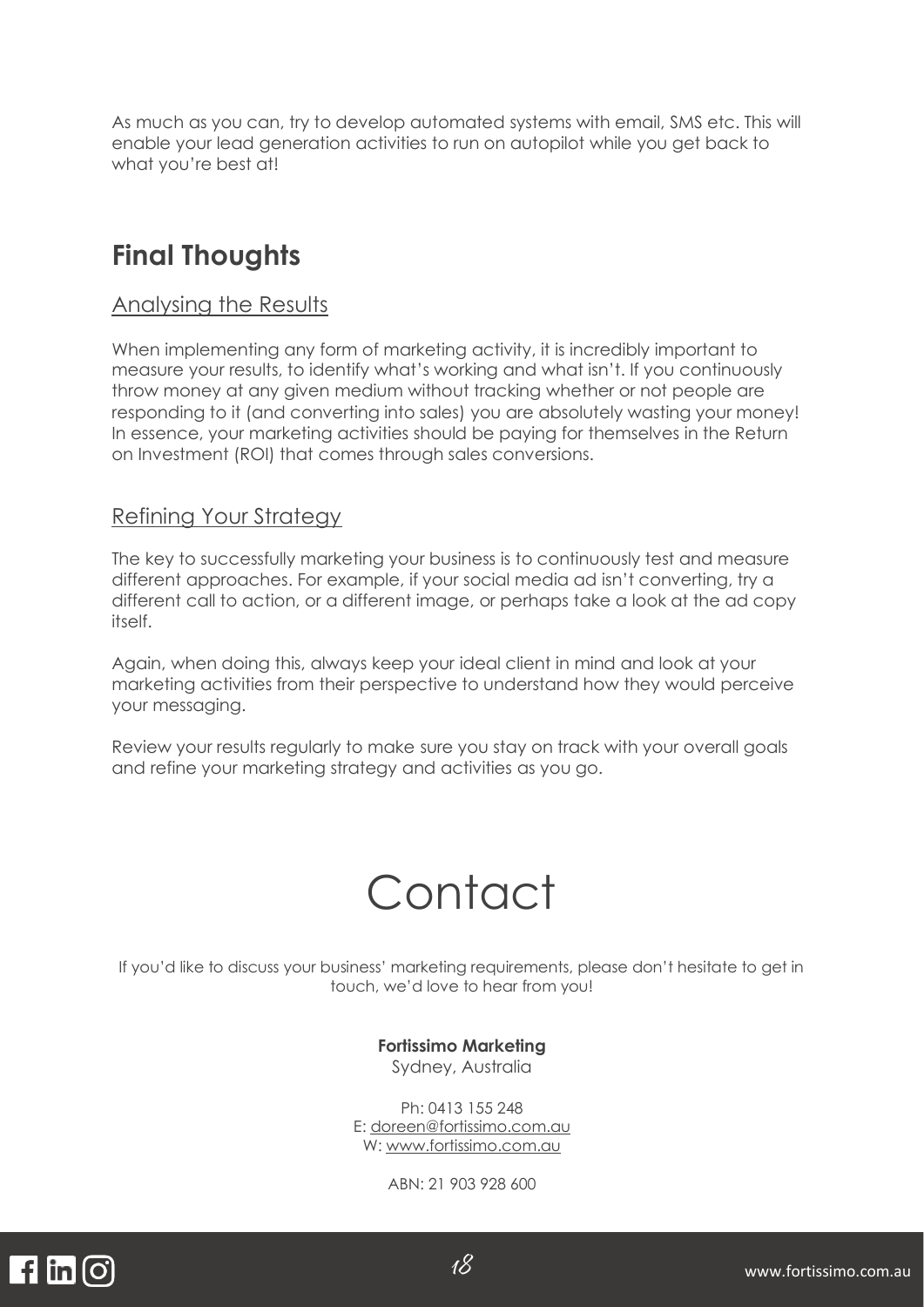As much as you can, try to develop automated systems with email, SMS etc. This will enable your lead generation activities to run on autopilot while you get back to what you're best at!

## Final Thoughts

### Analysing the Results

When implementing any form of marketing activity, it is incredibly important to measure your results, to identify what's working and what isn't. If you continuously throw money at any given medium without tracking whether or not people are responding to it (and converting into sales) you are absolutely wasting your money! In essence, your marketing activities should be paying for themselves in the Return on Investment (ROI) that comes through sales conversions.

### Refining Your Strategy

The key to successfully marketing your business is to continuously test and measure different approaches. For example, if your social media ad isn't converting, try a different call to action, or a different image, or perhaps take a look at the ad copy itself.

Again, when doing this, always keep your ideal client in mind and look at your marketing activities from their perspective to understand how they would perceive your messaging.

Review your results regularly to make sure you stay on track with your overall goals and refine your marketing strategy and activities as you go.

# Contact

If you'd like to discuss your business' marketing requirements, please don't hesitate to get in touch, we'd love to hear from you!

**Fortissimo Marketing**
Sydney, Australia

Ph: 0413 155 248
E: doreen@fortissimo.com.au
W: www.fortissimo.com.au

ABN: 21 903 928 600